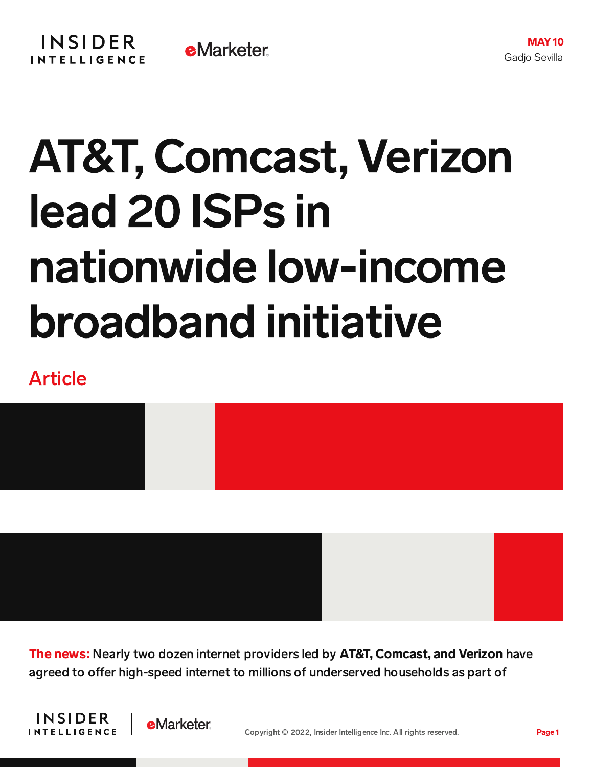MAY 10
Gadjo Sevilla

# AT&T, Comcast, Verizon lead 20 ISPs in nationwide low-income broadband initiative

Article

**The news:** Nearly two dozen internet providers led by **AT&T, Comcast, and Verizon** have agreed to offer high-speed internet to millions of underserved households as part of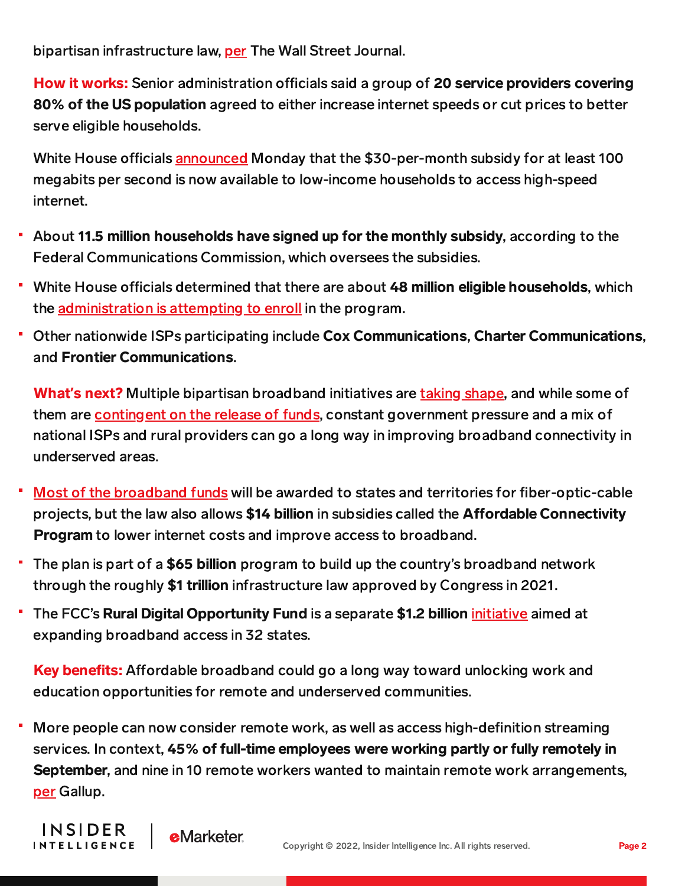bipartisan infrastructure law, per The Wall Street Journal.

**How it works:** Senior administration officials said a group of **20 service providers covering 80% of the US population** agreed to either increase internet speeds or cut prices to better serve eligible households.

White House officials announced Monday that the $30-per-month subsidy for at least 100 megabits per second is now available to low-income households to access high-speed internet.

- About **11.5 million households have signed up for the monthly subsidy**, according to the Federal Communications Commission, which oversees the subsidies.
- White House officials determined that there are about **48 million eligible households**, which the administration is attempting to enroll in the program.
- Other nationwide ISPs participating include **Cox Communications**, **Charter Communications**, and **Frontier Communications**.

**What's next?** Multiple bipartisan broadband initiatives are taking shape, and while some of them are contingent on the release of funds, constant government pressure and a mix of national ISPs and rural providers can go a long way in improving broadband connectivity in underserved areas.

- Most of the broadband funds will be awarded to states and territories for fiber-optic-cable projects, but the law also allows **$14 billion** in subsidies called the **Affordable Connectivity Program** to lower internet costs and improve access to broadband.
- The plan is part of a **$65 billion** program to build up the country's broadband network through the roughly **$1 trillion** infrastructure law approved by Congress in 2021.
- The FCC's **Rural Digital Opportunity Fund** is a separate **$1.2 billion** initiative aimed at expanding broadband access in 32 states.

**Key benefits:** Affordable broadband could go a long way toward unlocking work and education opportunities for remote and underserved communities.

- More people can now consider remote work, as well as access high-definition streaming services. In context, **45% of full-time employees were working partly or fully remotely in September**, and nine in 10 remote workers wanted to maintain remote work arrangements, per Gallup.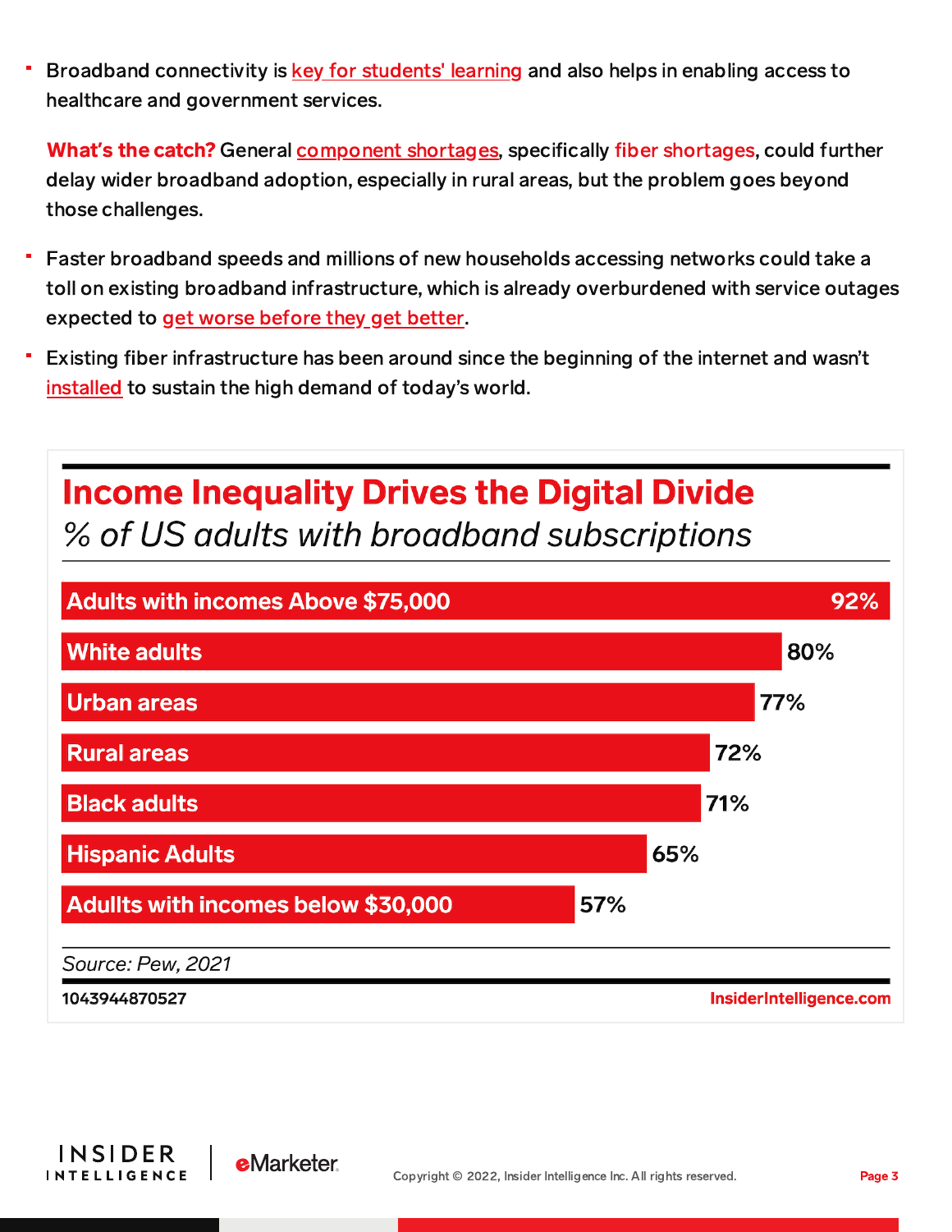- Broadband connectivity is key for students' learning and also helps in enabling access to healthcare and government services.

  **What's the catch?** General component shortages, specifically fiber shortages, could further delay wider broadband adoption, especially in rural areas, but the problem goes beyond those challenges.

- Faster broadband speeds and millions of new households accessing networks could take a toll on existing broadband infrastructure, which is already overburdened with service outages expected to get worse before they get better.
- Existing fiber infrastructure has been around since the beginning of the internet and wasn't installed to sustain the high demand of today's world.

## Income Inequality Drives the Digital Divide

*% of US adults with broadband subscriptions*

Adults with incomes Above $75,000 92%
White adults 80%
Urban areas 77%
Rural areas 72%
Black adults 71%
Hispanic Adults 65%
Adullts with incomes below $30,000 57%

*Source: Pew, 2021*

1043944870527

InsiderIntelligence.com